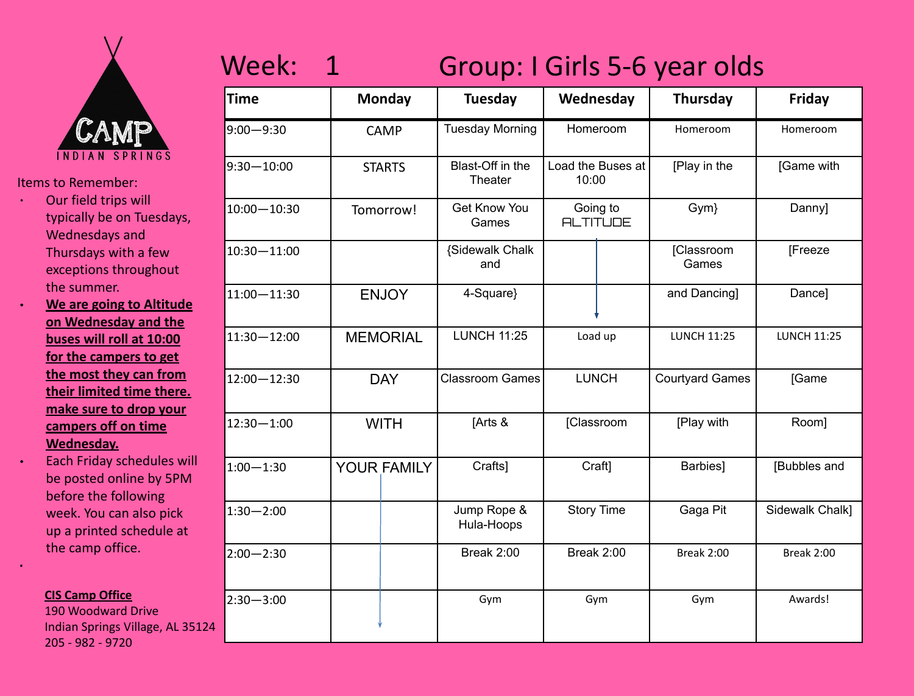CAMP INDIAN SPRINGS

Items to Remember:

- Our field trips will typically be on Tuesdays, Wednesdays and Thursdays with a few exceptions throughout the summer.
- **We are going to Altitude on Wednesday and the buses will roll at 10:00 for the campers to get the most they can from their limited time there. make sure to drop your campers off on time Wednesday.**
- Each Friday schedules will be posted online by 5PM before the following week. You can also pick up a printed schedule at the camp office.

**CIS Camp Office**
190 Woodward Drive
Indian Springs Village, AL 35124
205 - 982 - 9720

# Week: 1 Group: I Girls 5-6 year olds

| Time | Monday | Tuesday | Wednesday | Thursday | Friday |
|---|---|---|---|---|---|
| 9:00—9:30 | CAMP | Tuesday Morning | Homeroom | Homeroom | Homeroom |
| 9:30—10:00 | STARTS | Blast-Off in the Theater | Load the Buses at 10:00 | [Play in the | [Game with |
| 10:00—10:30 | Tomorrow! | Get Know You Games | Going to ALTITUDE | Gym} | Danny] |
| 10:30—11:00 | | {Sidewalk Chalk and | ↓ | [Classroom Games | [Freeze |
| 11:00—11:30 | ENJOY | 4-Square} | ↓ | and Dancing] | Dance] |
| 11:30—12:00 | MEMORIAL | LUNCH 11:25 | Load up | LUNCH 11:25 | LUNCH 11:25 |
| 12:00—12:30 | DAY | Classroom Games | LUNCH | Courtyard Games | [Game |
| 12:30—1:00 | WITH | [Arts & | [Classroom | [Play with | Room] |
| 1:00—1:30 | YOUR FAMILY | Crafts] | Craft] | Barbies] | [Bubbles and |
| 1:30—2:00 | ↓ | Jump Rope & Hula-Hoops | Story Time | Gaga Pit | Sidewalk Chalk] |
| 2:00—2:30 | ↓ | Break 2:00 | Break 2:00 | Break 2:00 | Break 2:00 |
| 2:30—3:00 | ↓ | Gym | Gym | Gym | Awards! |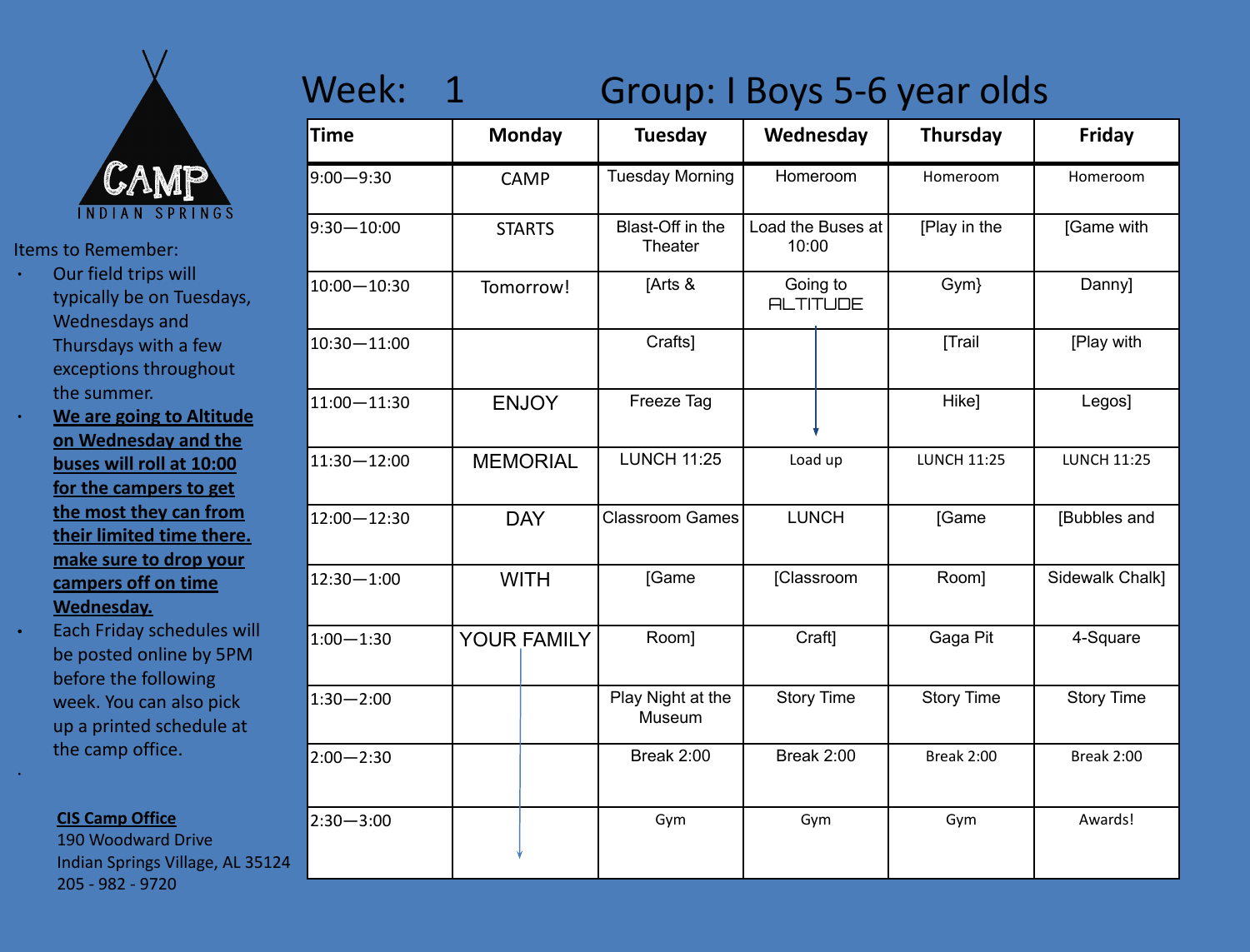CAMP
INDIAN SPRINGS

Items to Remember:

- Our field trips will typically be on Tuesdays, Wednesdays and Thursdays with a few exceptions throughout the summer.
- **We are going to Altitude on Wednesday and the buses will roll at 10:00 for the campers to get the most they can from their limited time there. make sure to drop your campers off on time Wednesday.**
- Each Friday schedules will be posted online by 5PM before the following week. You can also pick up a printed schedule at the camp office.

**CIS Camp Office**
190 Woodward Drive
Indian Springs Village, AL 35124
205 - 982 - 9720

# Week: 1 Group: I Boys 5-6 year olds

| Time | Monday | Tuesday | Wednesday | Thursday | Friday |
|---|---|---|---|---|---|
| 9:00—9:30 | CAMP | Tuesday Morning | Homeroom | Homeroom | Homeroom |
| 9:30—10:00 | STARTS | Blast-Off in the Theater | Load the Buses at 10:00 | [Play in the | [Game with |
| 10:00—10:30 | Tomorrow! | [Arts & | Going to ALTITUDE | Gym} | Danny] |
| 10:30—11:00 | | Crafts] | | [Trail | [Play with |
| 11:00—11:30 | ENJOY | Freeze Tag | | Hike] | Legos] |
| 11:30—12:00 | MEMORIAL | LUNCH 11:25 | Load up | LUNCH 11:25 | LUNCH 11:25 |
| 12:00—12:30 | DAY | Classroom Games | LUNCH | [Game | [Bubbles and |
| 12:30—1:00 | WITH | [Game | [Classroom | Room] | Sidewalk Chalk] |
| 1:00—1:30 | YOUR FAMILY | Room] | Craft] | Gaga Pit | 4-Square |
| 1:30—2:00 | | Play Night at the Museum | Story Time | Story Time | Story Time |
| 2:00—2:30 | | Break 2:00 | Break 2:00 | Break 2:00 | Break 2:00 |
| 2:30—3:00 | | Gym | Gym | Gym | Awards! |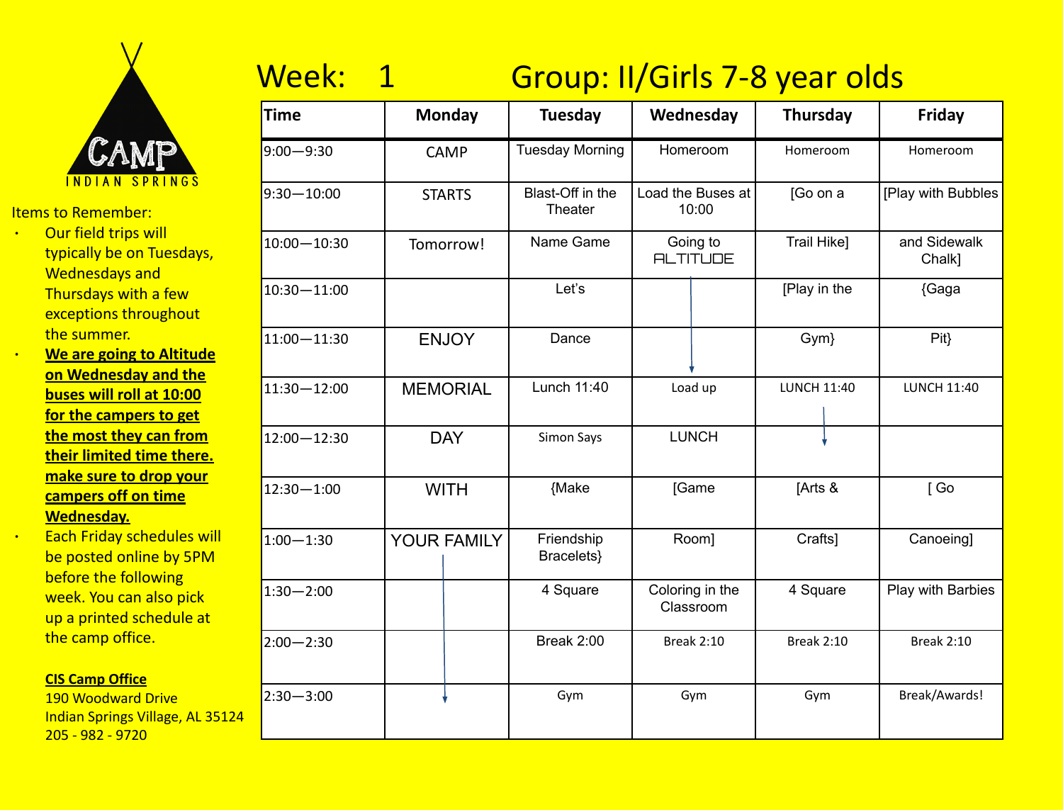CAMP

INDIAN SPRINGS

Items to Remember:

- Our field trips will typically be on Tuesdays, Wednesdays and Thursdays with a few exceptions throughout the summer.
- **We are going to Altitude on Wednesday and the buses will roll at 10:00 for the campers to get the most they can from their limited time there. make sure to drop your campers off on time Wednesday.**
- Each Friday schedules will be posted online by 5PM before the following week. You can also pick up a printed schedule at the camp office.

**CIS Camp Office**
190 Woodward Drive
Indian Springs Village, AL 35124
205 - 982 - 9720

# Week: 1 Group: II/Girls 7-8 year olds

| Time | Monday | Tuesday | Wednesday | Thursday | Friday |
|---|---|---|---|---|---|
| 9:00—9:30 | CAMP | Tuesday Morning | Homeroom | Homeroom | Homeroom |
| 9:30—10:00 | STARTS | Blast-Off in the Theater | Load the Buses at 10:00 | [Go on a | [Play with Bubbles |
| 10:00—10:30 | Tomorrow! | Name Game | Going to ALTITUDE | Trail Hike] | and Sidewalk Chalk] |
| 10:30—11:00 | | Let's | | [Play in the | {Gaga |
| 11:00—11:30 | ENJOY | Dance | | Gym} | Pit} |
| 11:30—12:00 | MEMORIAL | Lunch 11:40 | Load up | LUNCH 11:40 | LUNCH 11:40 |
| 12:00—12:30 | DAY | Simon Says | LUNCH | | |
| 12:30—1:00 | WITH | {Make | [Game | [Arts & | [ Go |
| 1:00—1:30 | YOUR FAMILY | Friendship Bracelets} | Room] | Crafts] | Canoeing] |
| 1:30—2:00 | | 4 Square | Coloring in the Classroom | 4 Square | Play with Barbies |
| 2:00—2:30 | | Break 2:00 | Break 2:10 | Break 2:10 | Break 2:10 |
| 2:30—3:00 | | Gym | Gym | Gym | Break/Awards! |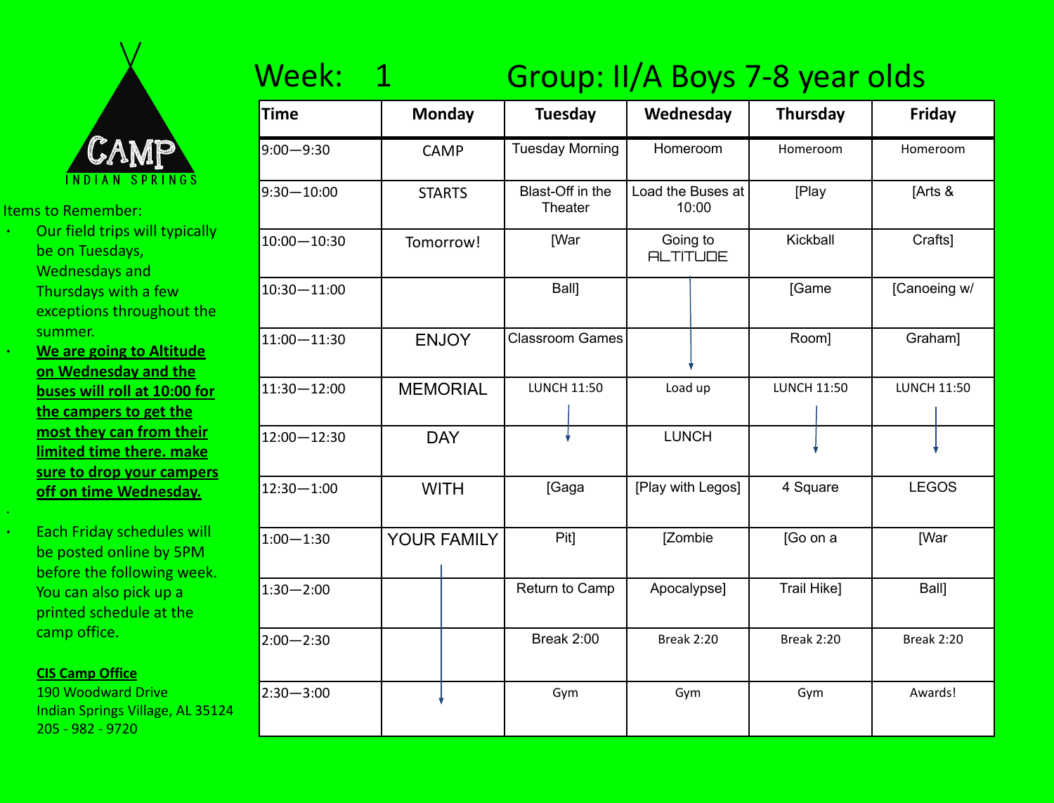CAMP INDIAN SPRINGS

Items to Remember:

- Our field trips will typically be on Tuesdays, Wednesdays and Thursdays with a few exceptions throughout the summer.
- **We are going to Altitude on Wednesday and the buses will roll at 10:00 for the campers to get the most they can from their limited time there. make sure to drop your campers off on time Wednesday.**
- Each Friday schedules will be posted online by 5PM before the following week. You can also pick up a printed schedule at the camp office.

**CIS Camp Office**
190 Woodward Drive
Indian Springs Village, AL 35124
205 - 982 - 9720

# Week: 1 Group: II/A Boys 7-8 year olds

| Time | Monday | Tuesday | Wednesday | Thursday | Friday |
|---|---|---|---|---|---|
| 9:00—9:30 | CAMP | Tuesday Morning | Homeroom | Homeroom | Homeroom |
| 9:30—10:00 | STARTS | Blast-Off in the Theater | Load the Buses at 10:00 | [Play | [Arts & |
| 10:00—10:30 | Tomorrow! | [War | Going to ALTITUDE | Kickball | Crafts] |
| 10:30—11:00 | | Ball] | ↓ | [Game | [Canoeing w/ |
| 11:00—11:30 | ENJOY | Classroom Games | ↓ | Room] | Graham] |
| 11:30—12:00 | MEMORIAL | LUNCH 11:50 | Load up | LUNCH 11:50 | LUNCH 11:50 |
| 12:00—12:30 | DAY | ↓ | LUNCH | ↓ | ↓ |
| 12:30—1:00 | WITH | [Gaga | [Play with Legos] | 4 Square | LEGOS |
| 1:00—1:30 | YOUR FAMILY | Pit] | [Zombie | [Go on a | [War |
| 1:30—2:00 | ↓ | Return to Camp | Apocalypse] | Trail Hike] | Ball] |
| 2:00—2:30 | ↓ | Break 2:00 | Break 2:20 | Break 2:20 | Break 2:20 |
| 2:30—3:00 | ↓ | Gym | Gym | Gym | Awards! |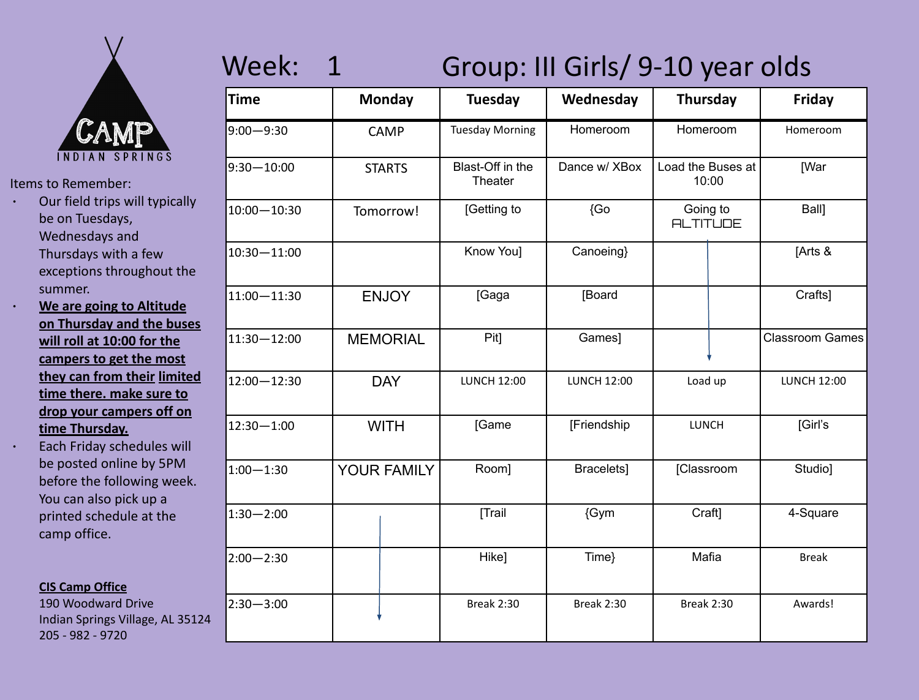CAMP INDIAN SPRINGS

Items to Remember:

- Our field trips will typically be on Tuesdays, Wednesdays and Thursdays with a few exceptions throughout the summer.
- **We are going to Altitude on Thursday and the buses will roll at 10:00 for the campers to get the most they can from their limited time there. make sure to drop your campers off on time Thursday.**
- Each Friday schedules will be posted online by 5PM before the following week. You can also pick up a printed schedule at the camp office.

**CIS Camp Office**
190 Woodward Drive
Indian Springs Village, AL 35124
205 - 982 - 9720

# Week: 1 Group: III Girls/ 9-10 year olds

| Time | Monday | Tuesday | Wednesday | Thursday | Friday |
|---|---|---|---|---|---|
| 9:00—9:30 | CAMP | Tuesday Morning | Homeroom | Homeroom | Homeroom |
| 9:30—10:00 | STARTS | Blast-Off in the Theater | Dance w/ XBox | Load the Buses at 10:00 | [War |
| 10:00—10:30 | Tomorrow! | [Getting to | {Go | Going to ALTITUDE | Ball] |
| 10:30—11:00 | | Know You] | Canoeing} | ↓ | [Arts & |
| 11:00—11:30 | ENJOY | [Gaga | [Board | ↓ | Crafts] |
| 11:30—12:00 | MEMORIAL | Pit] | Games] | ↓ | Classroom Games |
| 12:00—12:30 | DAY | LUNCH 12:00 | LUNCH 12:00 | Load up | LUNCH 12:00 |
| 12:30—1:00 | WITH | [Game | [Friendship | LUNCH | [Girl's |
| 1:00—1:30 | YOUR FAMILY | Room] | Bracelets] | [Classroom | Studio] |
| 1:30—2:00 | ↓ | [Trail | {Gym | Craft] | 4-Square |
| 2:00—2:30 | ↓ | Hike] | Time} | Mafia | Break |
| 2:30—3:00 | ↓ | Break 2:30 | Break 2:30 | Break 2:30 | Awards! |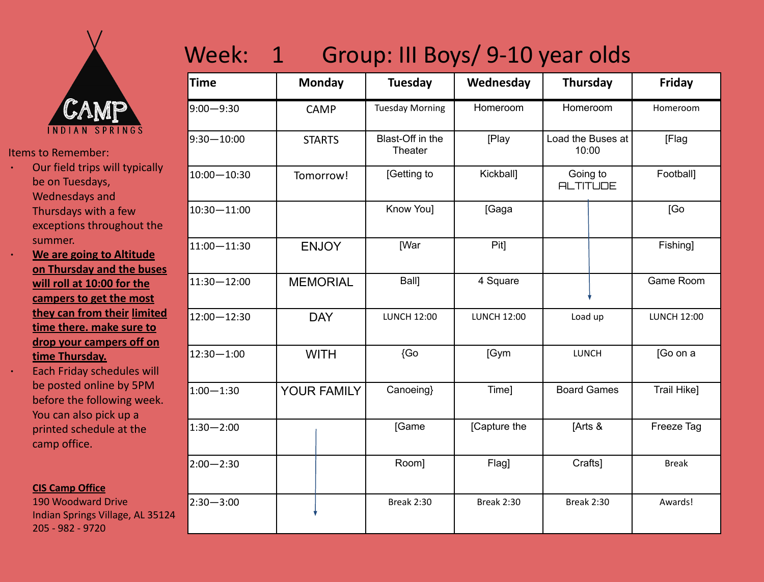CAMP

INDIAN SPRINGS

Items to Remember:

- Our field trips will typically be on Tuesdays, Wednesdays and Thursdays with a few exceptions throughout the summer.
- **We are going to Altitude on Thursday and the buses will roll at 10:00 for the campers to get the most they can from their limited time there. make sure to drop your campers off on time Thursday.**
- Each Friday schedules will be posted online by 5PM before the following week. You can also pick up a printed schedule at the camp office.

**CIS Camp Office**
190 Woodward Drive
Indian Springs Village, AL 35124
205 - 982 - 9720

# Week: 1 Group: III Boys/ 9-10 year olds

| Time | Monday | Tuesday | Wednesday | Thursday | Friday |
|---|---|---|---|---|---|
| 9:00—9:30 | CAMP | Tuesday Morning | Homeroom | Homeroom | Homeroom |
| 9:30—10:00 | STARTS | Blast-Off in the Theater | [Play | Load the Buses at 10:00 | [Flag |
| 10:00—10:30 | Tomorrow! | [Getting to | Kickball] | Going to ALTITUDE | Football] |
| 10:30—11:00 | | Know You] | [Gaga | | [Go |
| 11:00—11:30 | ENJOY | [War | Pit] | | Fishing] |
| 11:30—12:00 | MEMORIAL | Ball] | 4 Square | | Game Room |
| 12:00—12:30 | DAY | LUNCH 12:00 | LUNCH 12:00 | Load up | LUNCH 12:00 |
| 12:30—1:00 | WITH | {Go | [Gym | LUNCH | [Go on a |
| 1:00—1:30 | YOUR FAMILY | Canoeing} | Time] | Board Games | Trail Hike] |
| 1:30—2:00 | | [Game | [Capture the | [Arts & | Freeze Tag |
| 2:00—2:30 | | Room] | Flag] | Crafts] | Break |
| 2:30—3:00 | | Break 2:30 | Break 2:30 | Break 2:30 | Awards! |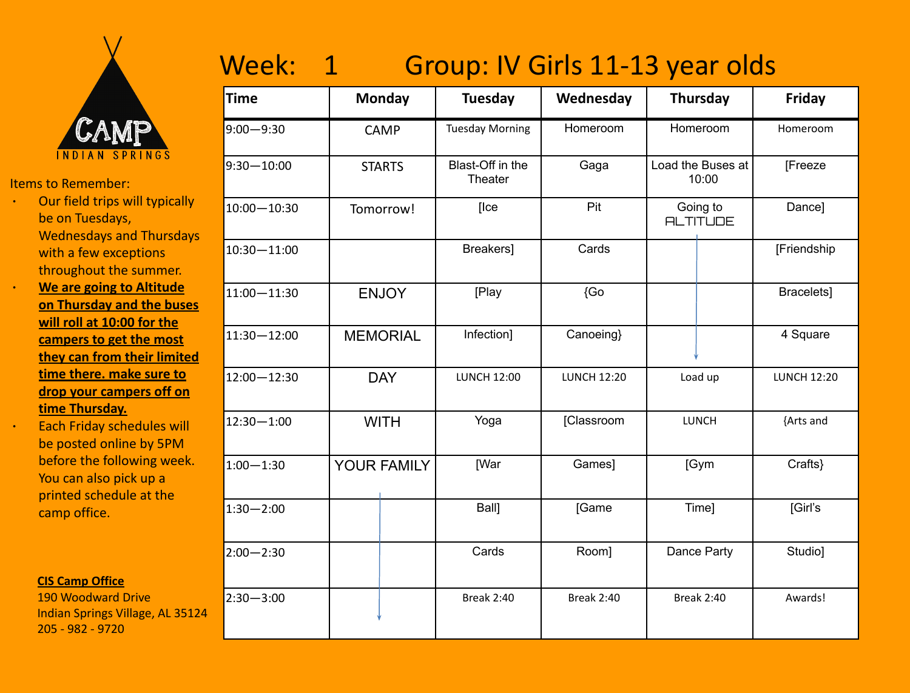CAMP INDIAN SPRINGS

Items to Remember:

- Our field trips will typically be on Tuesdays, Wednesdays and Thursdays with a few exceptions throughout the summer.
- **We are going to Altitude on Thursday and the buses will roll at 10:00 for the campers to get the most they can from their limited time there. make sure to drop your campers off on time Thursday.**
- Each Friday schedules will be posted online by 5PM before the following week. You can also pick up a printed schedule at the camp office.

**CIS Camp Office**
190 Woodward Drive
Indian Springs Village, AL 35124
205 - 982 - 9720

# Week: 1 Group: IV Girls 11-13 year olds

| Time | Monday | Tuesday | Wednesday | Thursday | Friday |
|---|---|---|---|---|---|
| 9:00—9:30 | CAMP | Tuesday Morning | Homeroom | Homeroom | Homeroom |
| 9:30—10:00 | STARTS | Blast-Off in the Theater | Gaga | Load the Buses at 10:00 | [Freeze |
| 10:00—10:30 | Tomorrow! | [Ice | Pit | Going to ALTITUDE | Dance] |
| 10:30—11:00 | | Breakers] | Cards | | [Friendship |
| 11:00—11:30 | ENJOY | [Play | {Go | | Bracelets] |
| 11:30—12:00 | MEMORIAL | Infection] | Canoeing} | | 4 Square |
| 12:00—12:30 | DAY | LUNCH 12:00 | LUNCH 12:20 | Load up | LUNCH 12:20 |
| 12:30—1:00 | WITH | Yoga | [Classroom | LUNCH | {Arts and |
| 1:00—1:30 | YOUR FAMILY | [War | Games] | [Gym | Crafts} |
| 1:30—2:00 | | Ball] | [Game | Time] | [Girl's |
| 2:00—2:30 | | Cards | Room] | Dance Party | Studio] |
| 2:30—3:00 | | Break 2:40 | Break 2:40 | Break 2:40 | Awards! |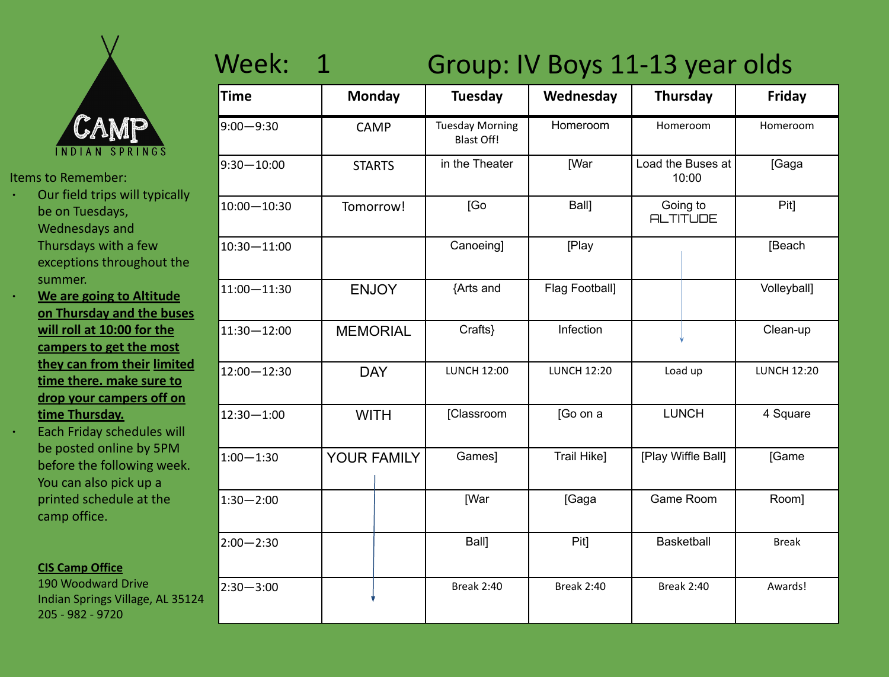CAMP
INDIAN SPRINGS

Items to Remember:

- Our field trips will typically be on Tuesdays, Wednesdays and Thursdays with a few exceptions throughout the summer.
- **We are going to Altitude on Thursday and the buses will roll at 10:00 for the campers to get the most they can from their limited time there. make sure to drop your campers off on time Thursday.**
- Each Friday schedules will be posted online by 5PM before the following week. You can also pick up a printed schedule at the camp office.

**CIS Camp Office**
190 Woodward Drive
Indian Springs Village, AL 35124
205 - 982 - 9720

# Week: 1 Group: IV Boys 11-13 year olds

| Time | Monday | Tuesday | Wednesday | Thursday | Friday |
|---|---|---|---|---|---|
| 9:00—9:30 | CAMP | Tuesday Morning Blast Off! | Homeroom | Homeroom | Homeroom |
| 9:30—10:00 | STARTS | in the Theater | [War | Load the Buses at 10:00 | [Gaga |
| 10:00—10:30 | Tomorrow! | [Go | Ball] | Going to ALTITUDE | Pit] |
| 10:30—11:00 | | Canoeing] | [Play | ↓ | [Beach |
| 11:00—11:30 | ENJOY | {Arts and | Flag Football] | ↓ | Volleyball] |
| 11:30—12:00 | MEMORIAL | Crafts} | Infection | ↓ | Clean-up |
| 12:00—12:30 | DAY | LUNCH 12:00 | LUNCH 12:20 | Load up | LUNCH 12:20 |
| 12:30—1:00 | WITH | [Classroom | [Go on a | LUNCH | 4 Square |
| 1:00—1:30 | YOUR FAMILY | Games] | Trail Hike] | [Play Wiffle Ball] | [Game |
| 1:30—2:00 | ↓ | [War | [Gaga | Game Room | Room] |
| 2:00—2:30 | ↓ | Ball] | Pit] | Basketball | Break |
| 2:30—3:00 | ↓ | Break 2:40 | Break 2:40 | Break 2:40 | Awards! |